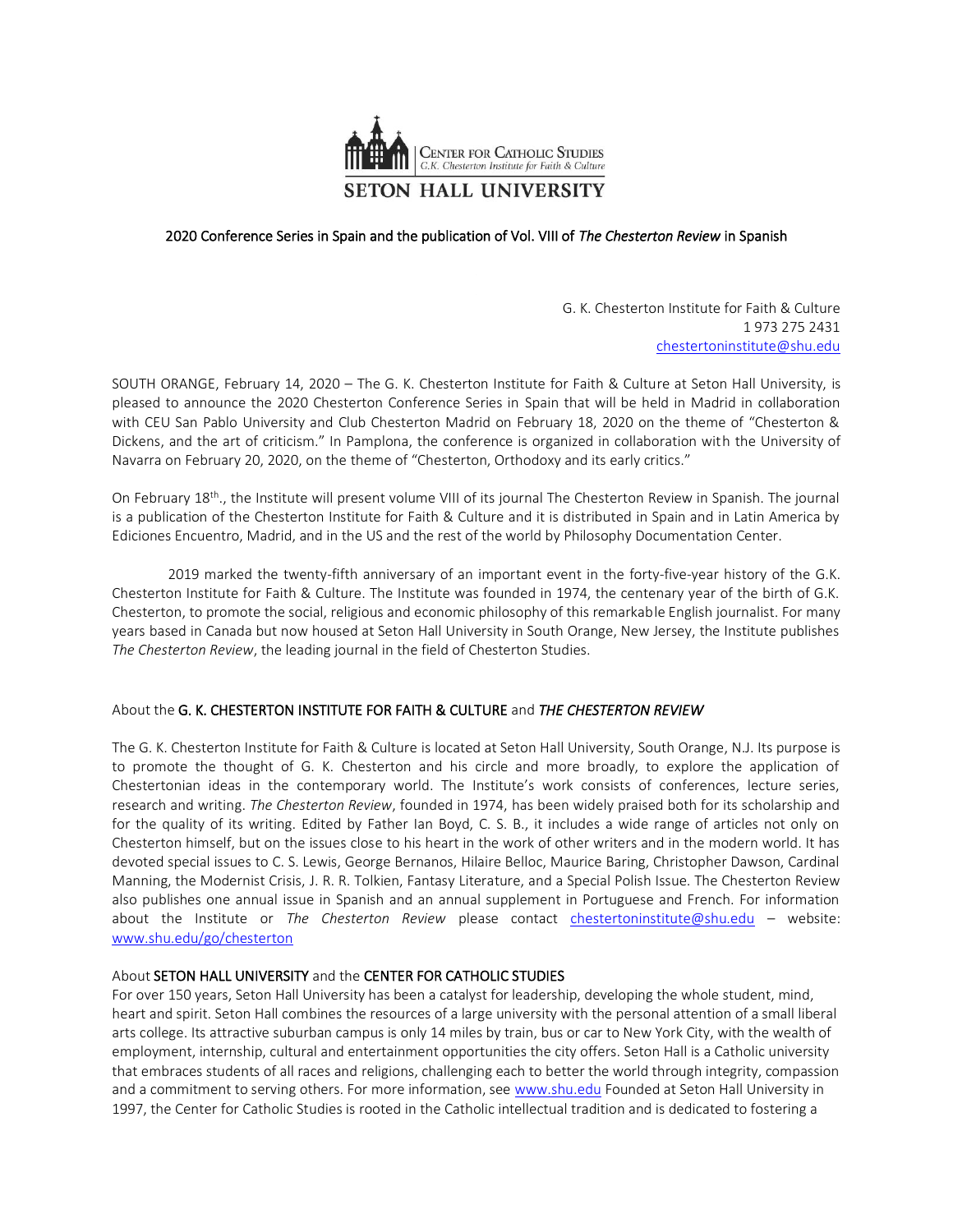CENTER FOR CATHOLIC STUDIES
*G.K. Chesterton Institute for Faith & Culture*
SETON HALL UNIVERSITY

## 2020 Conference Series in Spain and the publication of Vol. VIII of *The Chesterton Review* in Spanish

G. K. Chesterton Institute for Faith & Culture
1 973 275 2431
chestertoninstitute@shu.edu

SOUTH ORANGE, February 14, 2020 – The G. K. Chesterton Institute for Faith & Culture at Seton Hall University, is pleased to announce the 2020 Chesterton Conference Series in Spain that will be held in Madrid in collaboration with CEU San Pablo University and Club Chesterton Madrid on February 18, 2020 on the theme of "Chesterton & Dickens, and the art of criticism." In Pamplona, the conference is organized in collaboration with the University of Navarra on February 20, 2020, on the theme of "Chesterton, Orthodoxy and its early critics."

On February 18th., the Institute will present volume VIII of its journal The Chesterton Review in Spanish. The journal is a publication of the Chesterton Institute for Faith & Culture and it is distributed in Spain and in Latin America by Ediciones Encuentro, Madrid, and in the US and the rest of the world by Philosophy Documentation Center.

2019 marked the twenty-fifth anniversary of an important event in the forty-five-year history of the G.K. Chesterton Institute for Faith & Culture. The Institute was founded in 1974, the centenary year of the birth of G.K. Chesterton, to promote the social, religious and economic philosophy of this remarkable English journalist. For many years based in Canada but now housed at Seton Hall University in South Orange, New Jersey, the Institute publishes *The Chesterton Review*, the leading journal in the field of Chesterton Studies.

### About the G. K. CHESTERTON INSTITUTE FOR FAITH & CULTURE and *THE CHESTERTON REVIEW*

The G. K. Chesterton Institute for Faith & Culture is located at Seton Hall University, South Orange, N.J. Its purpose is to promote the thought of G. K. Chesterton and his circle and more broadly, to explore the application of Chestertonian ideas in the contemporary world. The Institute's work consists of conferences, lecture series, research and writing. *The Chesterton Review*, founded in 1974, has been widely praised both for its scholarship and for the quality of its writing. Edited by Father Ian Boyd, C. S. B., it includes a wide range of articles not only on Chesterton himself, but on the issues close to his heart in the work of other writers and in the modern world. It has devoted special issues to C. S. Lewis, George Bernanos, Hilaire Belloc, Maurice Baring, Christopher Dawson, Cardinal Manning, the Modernist Crisis, J. R. R. Tolkien, Fantasy Literature, and a Special Polish Issue. The Chesterton Review also publishes one annual issue in Spanish and an annual supplement in Portuguese and French. For information about the Institute or *The Chesterton Review* please contact chestertoninstitute@shu.edu – website: www.shu.edu/go/chesterton

### About SETON HALL UNIVERSITY and the CENTER FOR CATHOLIC STUDIES

For over 150 years, Seton Hall University has been a catalyst for leadership, developing the whole student, mind, heart and spirit. Seton Hall combines the resources of a large university with the personal attention of a small liberal arts college. Its attractive suburban campus is only 14 miles by train, bus or car to New York City, with the wealth of employment, internship, cultural and entertainment opportunities the city offers. Seton Hall is a Catholic university that embraces students of all races and religions, challenging each to better the world through integrity, compassion and a commitment to serving others. For more information, see www.shu.edu Founded at Seton Hall University in 1997, the Center for Catholic Studies is rooted in the Catholic intellectual tradition and is dedicated to fostering a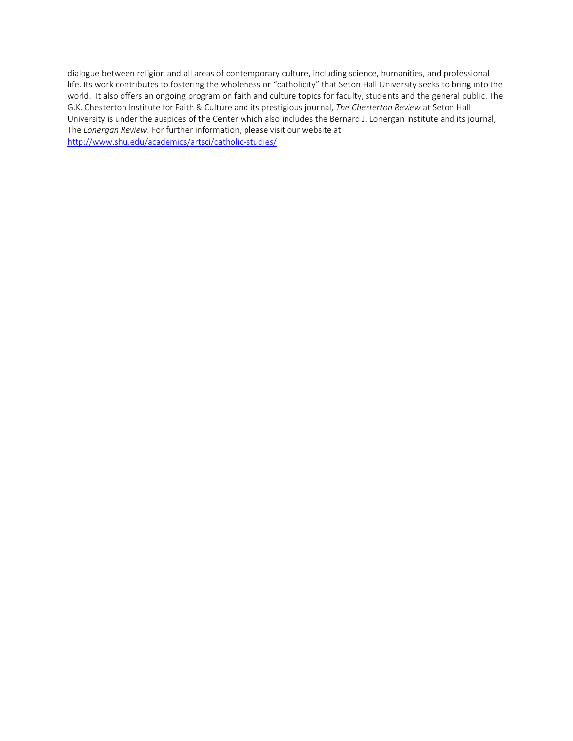dialogue between religion and all areas of contemporary culture, including science, humanities, and professional life. Its work contributes to fostering the wholeness or "catholicity" that Seton Hall University seeks to bring into the world. It also offers an ongoing program on faith and culture topics for faculty, students and the general public. The G.K. Chesterton Institute for Faith & Culture and its prestigious journal, *The Chesterton Review* at Seton Hall University is under the auspices of the Center which also includes the Bernard J. Lonergan Institute and its journal, The *Lonergan Review.* For further information, please visit our website at http://www.shu.edu/academics/artsci/catholic-studies/